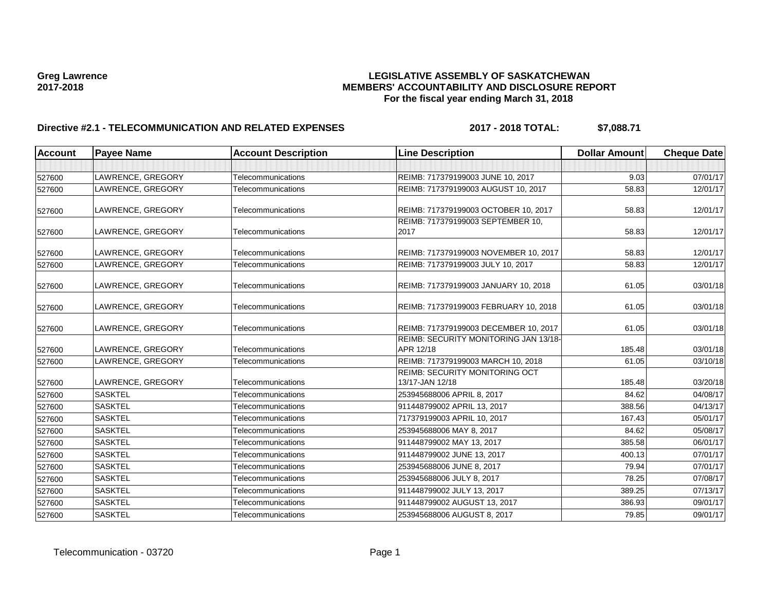**Greg Lawrence**
**2017-2018**

# LEGISLATIVE ASSEMBLY OF SASKATCHEWAN
## MEMBERS' ACCOUNTABILITY AND DISCLOSURE REPORT
### For the fiscal year ending March 31, 2018

**Directive #2.1 - TELECOMMUNICATION AND RELATED EXPENSES** **2017 - 2018 TOTAL: $7,088.71**

| Account | Payee Name | Account Description | Line Description | Dollar Amount | Cheque Date |
|---|---|---|---|---|---|
| | | | | | |
| 527600 | LAWRENCE, GREGORY | Telecommunications | REIMB: 717379199003 JUNE 10, 2017 | 9.03 | 07/01/17 |
| 527600 | LAWRENCE, GREGORY | Telecommunications | REIMB: 717379199003 AUGUST 10, 2017 | 58.83 | 12/01/17 |
| 527600 | LAWRENCE, GREGORY | Telecommunications | REIMB: 717379199003 OCTOBER 10, 2017 | 58.83 | 12/01/17 |
| 527600 | LAWRENCE, GREGORY | Telecommunications | REIMB: 717379199003 SEPTEMBER 10, 2017 | 58.83 | 12/01/17 |
| 527600 | LAWRENCE, GREGORY | Telecommunications | REIMB: 717379199003 NOVEMBER 10, 2017 | 58.83 | 12/01/17 |
| 527600 | LAWRENCE, GREGORY | Telecommunications | REIMB: 717379199003 JULY 10, 2017 | 58.83 | 12/01/17 |
| 527600 | LAWRENCE, GREGORY | Telecommunications | REIMB: 717379199003 JANUARY 10, 2018 | 61.05 | 03/01/18 |
| 527600 | LAWRENCE, GREGORY | Telecommunications | REIMB: 717379199003 FEBRUARY 10, 2018 | 61.05 | 03/01/18 |
| 527600 | LAWRENCE, GREGORY | Telecommunications | REIMB: 717379199003 DECEMBER 10, 2017 | 61.05 | 03/01/18 |
| 527600 | LAWRENCE, GREGORY | Telecommunications | REIMB: SECURITY MONITORING JAN 13/18-APR 12/18 | 185.48 | 03/01/18 |
| 527600 | LAWRENCE, GREGORY | Telecommunications | REIMB: 717379199003 MARCH 10, 2018 | 61.05 | 03/10/18 |
| 527600 | LAWRENCE, GREGORY | Telecommunications | REIMB: SECURITY MONITORING OCT 13/17-JAN 12/18 | 185.48 | 03/20/18 |
| 527600 | SASKTEL | Telecommunications | 253945688006 APRIL 8, 2017 | 84.62 | 04/08/17 |
| 527600 | SASKTEL | Telecommunications | 911448799002 APRIL 13, 2017 | 388.56 | 04/13/17 |
| 527600 | SASKTEL | Telecommunications | 717379199003 APRIL 10, 2017 | 167.43 | 05/01/17 |
| 527600 | SASKTEL | Telecommunications | 253945688006 MAY 8, 2017 | 84.62 | 05/08/17 |
| 527600 | SASKTEL | Telecommunications | 911448799002 MAY 13, 2017 | 385.58 | 06/01/17 |
| 527600 | SASKTEL | Telecommunications | 911448799002 JUNE 13, 2017 | 400.13 | 07/01/17 |
| 527600 | SASKTEL | Telecommunications | 253945688006 JUNE 8, 2017 | 79.94 | 07/01/17 |
| 527600 | SASKTEL | Telecommunications | 253945688006 JULY 8, 2017 | 78.25 | 07/08/17 |
| 527600 | SASKTEL | Telecommunications | 911448799002 JULY 13, 2017 | 389.25 | 07/13/17 |
| 527600 | SASKTEL | Telecommunications | 911448799002 AUGUST 13, 2017 | 386.93 | 09/01/17 |
| 527600 | SASKTEL | Telecommunications | 253945688006 AUGUST 8, 2017 | 79.85 | 09/01/17 |

Telecommunication - 03720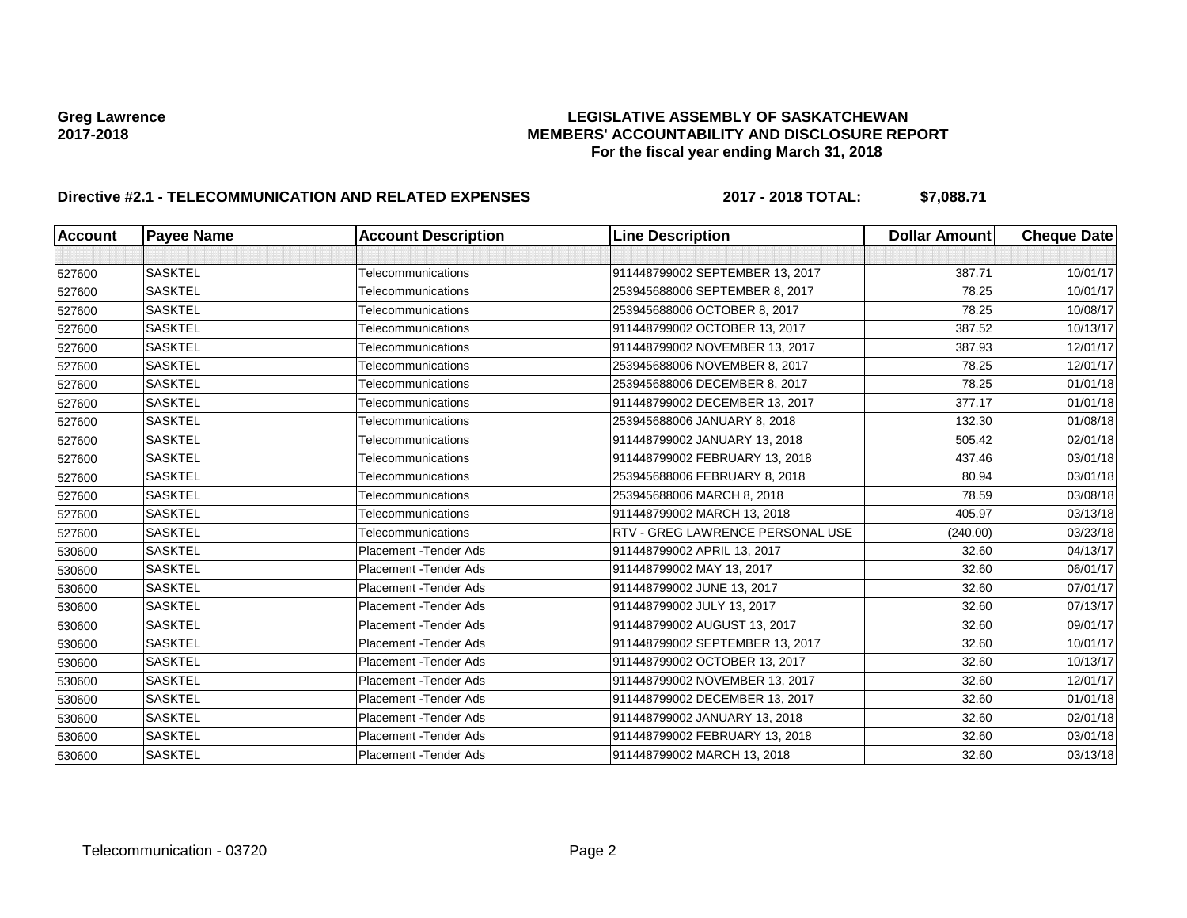**Greg Lawrence**
**2017-2018**

**LEGISLATIVE ASSEMBLY OF SASKATCHEWAN**
**MEMBERS' ACCOUNTABILITY AND DISCLOSURE REPORT**
**For the fiscal year ending March 31, 2018**

**Directive #2.1 - TELECOMMUNICATION AND RELATED EXPENSES** **2017 - 2018 TOTAL: $7,088.71**

| Account | Payee Name | Account Description | Line Description | Dollar Amount | Cheque Date |
|---|---|---|---|---|---|
| | | | | | |
| 527600 | SASKTEL | Telecommunications | 911448799002 SEPTEMBER 13, 2017 | 387.71 | 10/01/17 |
| 527600 | SASKTEL | Telecommunications | 253945688006 SEPTEMBER 8, 2017 | 78.25 | 10/01/17 |
| 527600 | SASKTEL | Telecommunications | 253945688006 OCTOBER 8, 2017 | 78.25 | 10/08/17 |
| 527600 | SASKTEL | Telecommunications | 911448799002 OCTOBER 13, 2017 | 387.52 | 10/13/17 |
| 527600 | SASKTEL | Telecommunications | 911448799002 NOVEMBER 13, 2017 | 387.93 | 12/01/17 |
| 527600 | SASKTEL | Telecommunications | 253945688006 NOVEMBER 8, 2017 | 78.25 | 12/01/17 |
| 527600 | SASKTEL | Telecommunications | 253945688006 DECEMBER 8, 2017 | 78.25 | 01/01/18 |
| 527600 | SASKTEL | Telecommunications | 911448799002 DECEMBER 13, 2017 | 377.17 | 01/01/18 |
| 527600 | SASKTEL | Telecommunications | 253945688006 JANUARY 8, 2018 | 132.30 | 01/08/18 |
| 527600 | SASKTEL | Telecommunications | 911448799002 JANUARY 13, 2018 | 505.42 | 02/01/18 |
| 527600 | SASKTEL | Telecommunications | 911448799002 FEBRUARY 13, 2018 | 437.46 | 03/01/18 |
| 527600 | SASKTEL | Telecommunications | 253945688006 FEBRUARY 8, 2018 | 80.94 | 03/01/18 |
| 527600 | SASKTEL | Telecommunications | 253945688006 MARCH 8, 2018 | 78.59 | 03/08/18 |
| 527600 | SASKTEL | Telecommunications | 911448799002 MARCH 13, 2018 | 405.97 | 03/13/18 |
| 527600 | SASKTEL | Telecommunications | RTV - GREG LAWRENCE PERSONAL USE | (240.00) | 03/23/18 |
| 530600 | SASKTEL | Placement -Tender Ads | 911448799002 APRIL 13, 2017 | 32.60 | 04/13/17 |
| 530600 | SASKTEL | Placement -Tender Ads | 911448799002 MAY 13, 2017 | 32.60 | 06/01/17 |
| 530600 | SASKTEL | Placement -Tender Ads | 911448799002 JUNE 13, 2017 | 32.60 | 07/01/17 |
| 530600 | SASKTEL | Placement -Tender Ads | 911448799002 JULY 13, 2017 | 32.60 | 07/13/17 |
| 530600 | SASKTEL | Placement -Tender Ads | 911448799002 AUGUST 13, 2017 | 32.60 | 09/01/17 |
| 530600 | SASKTEL | Placement -Tender Ads | 911448799002 SEPTEMBER 13, 2017 | 32.60 | 10/01/17 |
| 530600 | SASKTEL | Placement -Tender Ads | 911448799002 OCTOBER 13, 2017 | 32.60 | 10/13/17 |
| 530600 | SASKTEL | Placement -Tender Ads | 911448799002 NOVEMBER 13, 2017 | 32.60 | 12/01/17 |
| 530600 | SASKTEL | Placement -Tender Ads | 911448799002 DECEMBER 13, 2017 | 32.60 | 01/01/18 |
| 530600 | SASKTEL | Placement -Tender Ads | 911448799002 JANUARY 13, 2018 | 32.60 | 02/01/18 |
| 530600 | SASKTEL | Placement -Tender Ads | 911448799002 FEBRUARY 13, 2018 | 32.60 | 03/01/18 |
| 530600 | SASKTEL | Placement -Tender Ads | 911448799002 MARCH 13, 2018 | 32.60 | 03/13/18 |

Telecommunication - 03720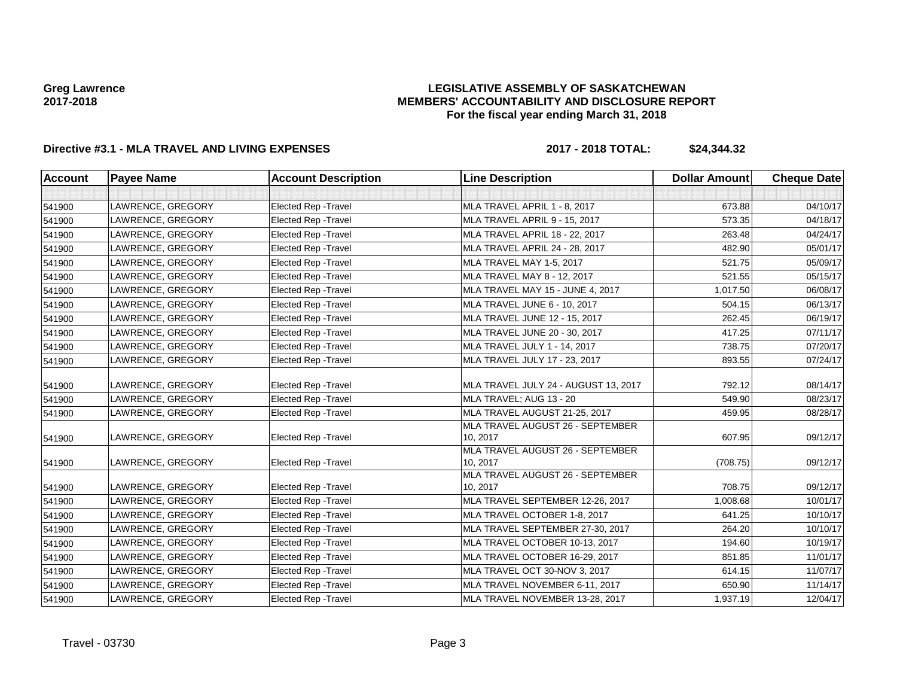Greg Lawrence
2017-2018

# LEGISLATIVE ASSEMBLY OF SASKATCHEWAN
## MEMBERS' ACCOUNTABILITY AND DISCLOSURE REPORT
### For the fiscal year ending March 31, 2018

**Directive #3.1 - MLA TRAVEL AND LIVING EXPENSES** **2017 - 2018 TOTAL: $24,344.32**

| Account | Payee Name | Account Description | Line Description | Dollar Amount | Cheque Date |
|---|---|---|---|---|---|
| | | | | | |
| 541900 | LAWRENCE, GREGORY | Elected Rep -Travel | MLA TRAVEL APRIL 1 - 8, 2017 | 673.88 | 04/10/17 |
| 541900 | LAWRENCE, GREGORY | Elected Rep -Travel | MLA TRAVEL APRIL 9 - 15, 2017 | 573.35 | 04/18/17 |
| 541900 | LAWRENCE, GREGORY | Elected Rep -Travel | MLA TRAVEL APRIL 18 - 22, 2017 | 263.48 | 04/24/17 |
| 541900 | LAWRENCE, GREGORY | Elected Rep -Travel | MLA TRAVEL APRIL 24 - 28, 2017 | 482.90 | 05/01/17 |
| 541900 | LAWRENCE, GREGORY | Elected Rep -Travel | MLA TRAVEL MAY 1-5, 2017 | 521.75 | 05/09/17 |
| 541900 | LAWRENCE, GREGORY | Elected Rep -Travel | MLA TRAVEL MAY 8 - 12, 2017 | 521.55 | 05/15/17 |
| 541900 | LAWRENCE, GREGORY | Elected Rep -Travel | MLA TRAVEL MAY 15 - JUNE 4, 2017 | 1,017.50 | 06/08/17 |
| 541900 | LAWRENCE, GREGORY | Elected Rep -Travel | MLA TRAVEL JUNE 6 - 10, 2017 | 504.15 | 06/13/17 |
| 541900 | LAWRENCE, GREGORY | Elected Rep -Travel | MLA TRAVEL JUNE 12 - 15, 2017 | 262.45 | 06/19/17 |
| 541900 | LAWRENCE, GREGORY | Elected Rep -Travel | MLA TRAVEL JUNE 20 - 30, 2017 | 417.25 | 07/11/17 |
| 541900 | LAWRENCE, GREGORY | Elected Rep -Travel | MLA TRAVEL JULY 1 - 14, 2017 | 738.75 | 07/20/17 |
| 541900 | LAWRENCE, GREGORY | Elected Rep -Travel | MLA TRAVEL JULY 17 - 23, 2017 | 893.55 | 07/24/17 |
| 541900 | LAWRENCE, GREGORY | Elected Rep -Travel | MLA TRAVEL JULY 24 - AUGUST 13, 2017 | 792.12 | 08/14/17 |
| 541900 | LAWRENCE, GREGORY | Elected Rep -Travel | MLA TRAVEL; AUG 13 - 20 | 549.90 | 08/23/17 |
| 541900 | LAWRENCE, GREGORY | Elected Rep -Travel | MLA TRAVEL AUGUST 21-25, 2017 | 459.95 | 08/28/17 |
| 541900 | LAWRENCE, GREGORY | Elected Rep -Travel | MLA TRAVEL AUGUST 26 - SEPTEMBER 10, 2017 | 607.95 | 09/12/17 |
| 541900 | LAWRENCE, GREGORY | Elected Rep -Travel | MLA TRAVEL AUGUST 26 - SEPTEMBER 10, 2017 | (708.75) | 09/12/17 |
| 541900 | LAWRENCE, GREGORY | Elected Rep -Travel | MLA TRAVEL AUGUST 26 - SEPTEMBER 10, 2017 | 708.75 | 09/12/17 |
| 541900 | LAWRENCE, GREGORY | Elected Rep -Travel | MLA TRAVEL SEPTEMBER 12-26, 2017 | 1,008.68 | 10/01/17 |
| 541900 | LAWRENCE, GREGORY | Elected Rep -Travel | MLA TRAVEL OCTOBER 1-8, 2017 | 641.25 | 10/10/17 |
| 541900 | LAWRENCE, GREGORY | Elected Rep -Travel | MLA TRAVEL SEPTEMBER 27-30, 2017 | 264.20 | 10/10/17 |
| 541900 | LAWRENCE, GREGORY | Elected Rep -Travel | MLA TRAVEL OCTOBER 10-13, 2017 | 194.60 | 10/19/17 |
| 541900 | LAWRENCE, GREGORY | Elected Rep -Travel | MLA TRAVEL OCTOBER 16-29, 2017 | 851.85 | 11/01/17 |
| 541900 | LAWRENCE, GREGORY | Elected Rep -Travel | MLA TRAVEL OCT 30-NOV 3, 2017 | 614.15 | 11/07/17 |
| 541900 | LAWRENCE, GREGORY | Elected Rep -Travel | MLA TRAVEL NOVEMBER 6-11, 2017 | 650.90 | 11/14/17 |
| 541900 | LAWRENCE, GREGORY | Elected Rep -Travel | MLA TRAVEL NOVEMBER 13-28, 2017 | 1,937.19 | 12/04/17 |

Travel - 03730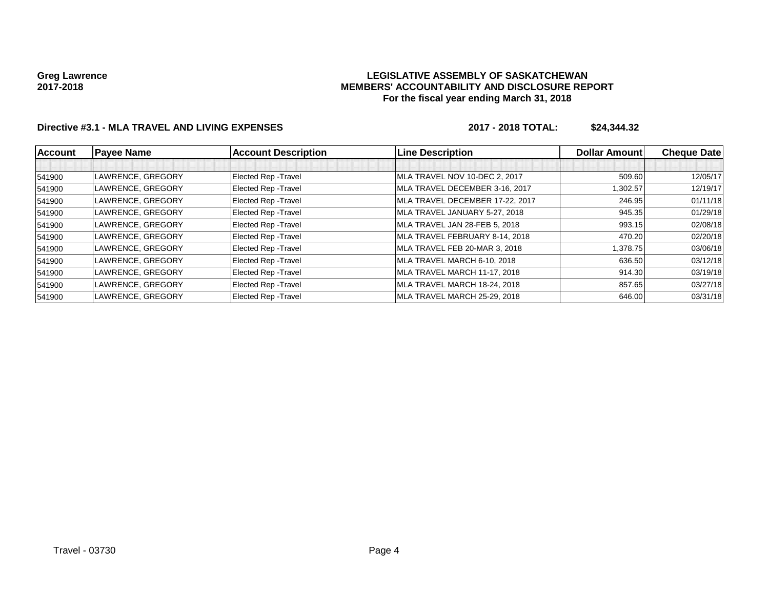**Greg Lawrence**
**2017-2018**

**LEGISLATIVE ASSEMBLY OF SASKATCHEWAN**
**MEMBERS' ACCOUNTABILITY AND DISCLOSURE REPORT**
**For the fiscal year ending March 31, 2018**

**Directive #3.1 - MLA TRAVEL AND LIVING EXPENSES** **2017 - 2018 TOTAL: $24,344.32**

| Account | Payee Name | Account Description | Line Description | Dollar Amount | Cheque Date |
|---|---|---|---|---|---|
| | | | | | |
| 541900 | LAWRENCE, GREGORY | Elected Rep -Travel | MLA TRAVEL NOV 10-DEC 2, 2017 | 509.60 | 12/05/17 |
| 541900 | LAWRENCE, GREGORY | Elected Rep -Travel | MLA TRAVEL DECEMBER 3-16, 2017 | 1,302.57 | 12/19/17 |
| 541900 | LAWRENCE, GREGORY | Elected Rep -Travel | MLA TRAVEL DECEMBER 17-22, 2017 | 246.95 | 01/11/18 |
| 541900 | LAWRENCE, GREGORY | Elected Rep -Travel | MLA TRAVEL JANUARY 5-27, 2018 | 945.35 | 01/29/18 |
| 541900 | LAWRENCE, GREGORY | Elected Rep -Travel | MLA TRAVEL JAN 28-FEB 5, 2018 | 993.15 | 02/08/18 |
| 541900 | LAWRENCE, GREGORY | Elected Rep -Travel | MLA TRAVEL FEBRUARY 8-14, 2018 | 470.20 | 02/20/18 |
| 541900 | LAWRENCE, GREGORY | Elected Rep -Travel | MLA TRAVEL FEB 20-MAR 3, 2018 | 1,378.75 | 03/06/18 |
| 541900 | LAWRENCE, GREGORY | Elected Rep -Travel | MLA TRAVEL MARCH 6-10, 2018 | 636.50 | 03/12/18 |
| 541900 | LAWRENCE, GREGORY | Elected Rep -Travel | MLA TRAVEL MARCH 11-17, 2018 | 914.30 | 03/19/18 |
| 541900 | LAWRENCE, GREGORY | Elected Rep -Travel | MLA TRAVEL MARCH 18-24, 2018 | 857.65 | 03/27/18 |
| 541900 | LAWRENCE, GREGORY | Elected Rep -Travel | MLA TRAVEL MARCH 25-29, 2018 | 646.00 | 03/31/18 |

Travel - 03730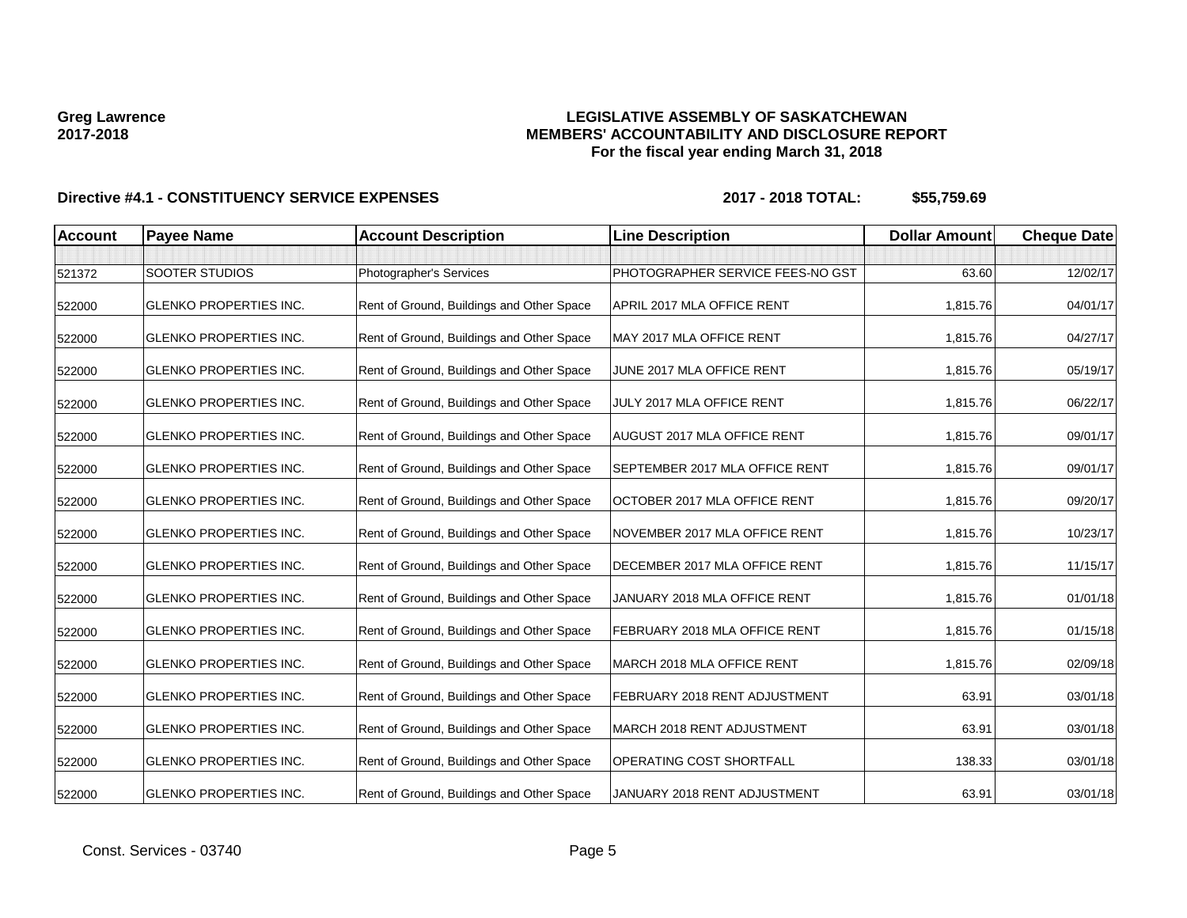**Greg Lawrence**
**2017-2018**

**LEGISLATIVE ASSEMBLY OF SASKATCHEWAN**
**MEMBERS' ACCOUNTABILITY AND DISCLOSURE REPORT**
**For the fiscal year ending March 31, 2018**

**Directive #4.1 - CONSTITUENCY SERVICE EXPENSES** **2017 - 2018 TOTAL: $55,759.69**

| Account | Payee Name | Account Description | Line Description | Dollar Amount | Cheque Date |
|---|---|---|---|---|---|
| 521372 | SOOTER STUDIOS | Photographer's Services | PHOTOGRAPHER SERVICE FEES-NO GST | 63.60 | 12/02/17 |
| 522000 | GLENKO PROPERTIES INC. | Rent of Ground, Buildings and Other Space | APRIL 2017 MLA OFFICE RENT | 1,815.76 | 04/01/17 |
| 522000 | GLENKO PROPERTIES INC. | Rent of Ground, Buildings and Other Space | MAY 2017 MLA OFFICE RENT | 1,815.76 | 04/27/17 |
| 522000 | GLENKO PROPERTIES INC. | Rent of Ground, Buildings and Other Space | JUNE 2017 MLA OFFICE RENT | 1,815.76 | 05/19/17 |
| 522000 | GLENKO PROPERTIES INC. | Rent of Ground, Buildings and Other Space | JULY 2017 MLA OFFICE RENT | 1,815.76 | 06/22/17 |
| 522000 | GLENKO PROPERTIES INC. | Rent of Ground, Buildings and Other Space | AUGUST 2017 MLA OFFICE RENT | 1,815.76 | 09/01/17 |
| 522000 | GLENKO PROPERTIES INC. | Rent of Ground, Buildings and Other Space | SEPTEMBER 2017 MLA OFFICE RENT | 1,815.76 | 09/01/17 |
| 522000 | GLENKO PROPERTIES INC. | Rent of Ground, Buildings and Other Space | OCTOBER 2017 MLA OFFICE RENT | 1,815.76 | 09/20/17 |
| 522000 | GLENKO PROPERTIES INC. | Rent of Ground, Buildings and Other Space | NOVEMBER 2017 MLA OFFICE RENT | 1,815.76 | 10/23/17 |
| 522000 | GLENKO PROPERTIES INC. | Rent of Ground, Buildings and Other Space | DECEMBER 2017 MLA OFFICE RENT | 1,815.76 | 11/15/17 |
| 522000 | GLENKO PROPERTIES INC. | Rent of Ground, Buildings and Other Space | JANUARY 2018 MLA OFFICE RENT | 1,815.76 | 01/01/18 |
| 522000 | GLENKO PROPERTIES INC. | Rent of Ground, Buildings and Other Space | FEBRUARY 2018 MLA OFFICE RENT | 1,815.76 | 01/15/18 |
| 522000 | GLENKO PROPERTIES INC. | Rent of Ground, Buildings and Other Space | MARCH 2018 MLA OFFICE RENT | 1,815.76 | 02/09/18 |
| 522000 | GLENKO PROPERTIES INC. | Rent of Ground, Buildings and Other Space | FEBRUARY 2018 RENT ADJUSTMENT | 63.91 | 03/01/18 |
| 522000 | GLENKO PROPERTIES INC. | Rent of Ground, Buildings and Other Space | MARCH 2018 RENT ADJUSTMENT | 63.91 | 03/01/18 |
| 522000 | GLENKO PROPERTIES INC. | Rent of Ground, Buildings and Other Space | OPERATING COST SHORTFALL | 138.33 | 03/01/18 |
| 522000 | GLENKO PROPERTIES INC. | Rent of Ground, Buildings and Other Space | JANUARY 2018 RENT ADJUSTMENT | 63.91 | 03/01/18 |

Const. Services - 03740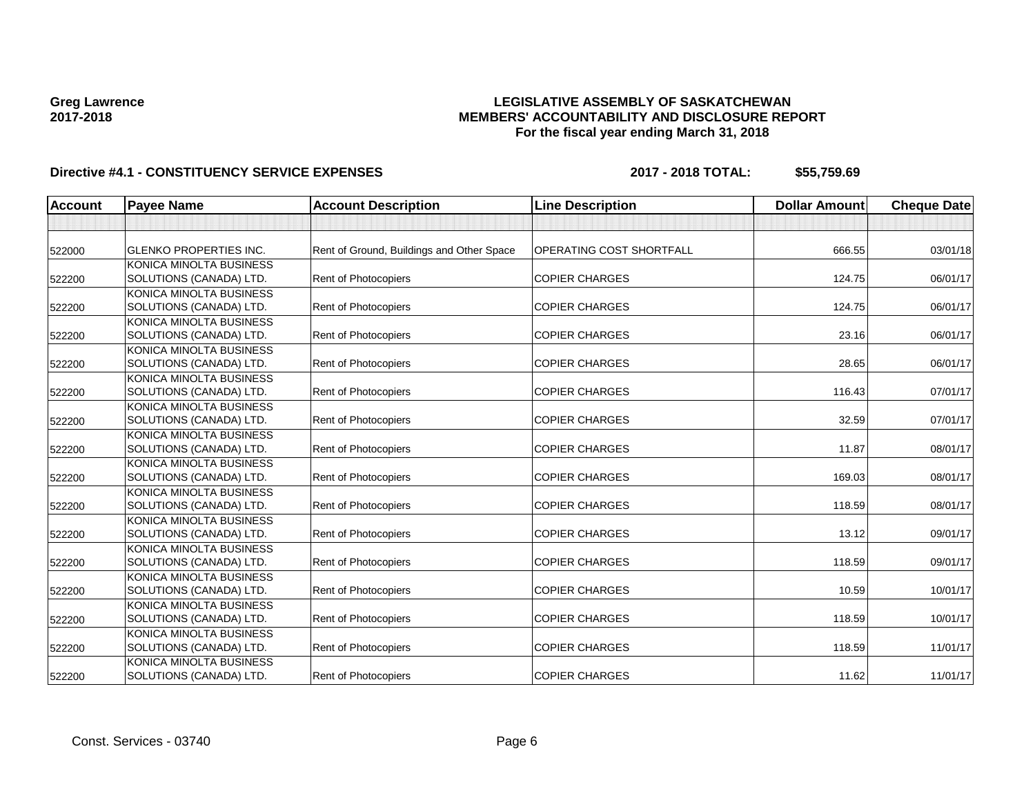**Greg Lawrence**
**2017-2018**

**LEGISLATIVE ASSEMBLY OF SASKATCHEWAN**
**MEMBERS' ACCOUNTABILITY AND DISCLOSURE REPORT**
**For the fiscal year ending March 31, 2018**

**Directive #4.1 - CONSTITUENCY SERVICE EXPENSES** **2017 - 2018 TOTAL: $55,759.69**

| Account | Payee Name | Account Description | Line Description | Dollar Amount | Cheque Date |
|---|---|---|---|---|---|
| | | | | | |
| 522000 | GLENKO PROPERTIES INC. | Rent of Ground, Buildings and Other Space | OPERATING COST SHORTFALL | 666.55 | 03/01/18 |
| 522200 | KONICA MINOLTA BUSINESS SOLUTIONS (CANADA) LTD. | Rent of Photocopiers | COPIER CHARGES | 124.75 | 06/01/17 |
| 522200 | KONICA MINOLTA BUSINESS SOLUTIONS (CANADA) LTD. | Rent of Photocopiers | COPIER CHARGES | 124.75 | 06/01/17 |
| 522200 | KONICA MINOLTA BUSINESS SOLUTIONS (CANADA) LTD. | Rent of Photocopiers | COPIER CHARGES | 23.16 | 06/01/17 |
| 522200 | KONICA MINOLTA BUSINESS SOLUTIONS (CANADA) LTD. | Rent of Photocopiers | COPIER CHARGES | 28.65 | 06/01/17 |
| 522200 | KONICA MINOLTA BUSINESS SOLUTIONS (CANADA) LTD. | Rent of Photocopiers | COPIER CHARGES | 116.43 | 07/01/17 |
| 522200 | KONICA MINOLTA BUSINESS SOLUTIONS (CANADA) LTD. | Rent of Photocopiers | COPIER CHARGES | 32.59 | 07/01/17 |
| 522200 | KONICA MINOLTA BUSINESS SOLUTIONS (CANADA) LTD. | Rent of Photocopiers | COPIER CHARGES | 11.87 | 08/01/17 |
| 522200 | KONICA MINOLTA BUSINESS SOLUTIONS (CANADA) LTD. | Rent of Photocopiers | COPIER CHARGES | 169.03 | 08/01/17 |
| 522200 | KONICA MINOLTA BUSINESS SOLUTIONS (CANADA) LTD. | Rent of Photocopiers | COPIER CHARGES | 118.59 | 08/01/17 |
| 522200 | KONICA MINOLTA BUSINESS SOLUTIONS (CANADA) LTD. | Rent of Photocopiers | COPIER CHARGES | 13.12 | 09/01/17 |
| 522200 | KONICA MINOLTA BUSINESS SOLUTIONS (CANADA) LTD. | Rent of Photocopiers | COPIER CHARGES | 118.59 | 09/01/17 |
| 522200 | KONICA MINOLTA BUSINESS SOLUTIONS (CANADA) LTD. | Rent of Photocopiers | COPIER CHARGES | 10.59 | 10/01/17 |
| 522200 | KONICA MINOLTA BUSINESS SOLUTIONS (CANADA) LTD. | Rent of Photocopiers | COPIER CHARGES | 118.59 | 10/01/17 |
| 522200 | KONICA MINOLTA BUSINESS SOLUTIONS (CANADA) LTD. | Rent of Photocopiers | COPIER CHARGES | 118.59 | 11/01/17 |
| 522200 | KONICA MINOLTA BUSINESS SOLUTIONS (CANADA) LTD. | Rent of Photocopiers | COPIER CHARGES | 11.62 | 11/01/17 |

Const. Services - 03740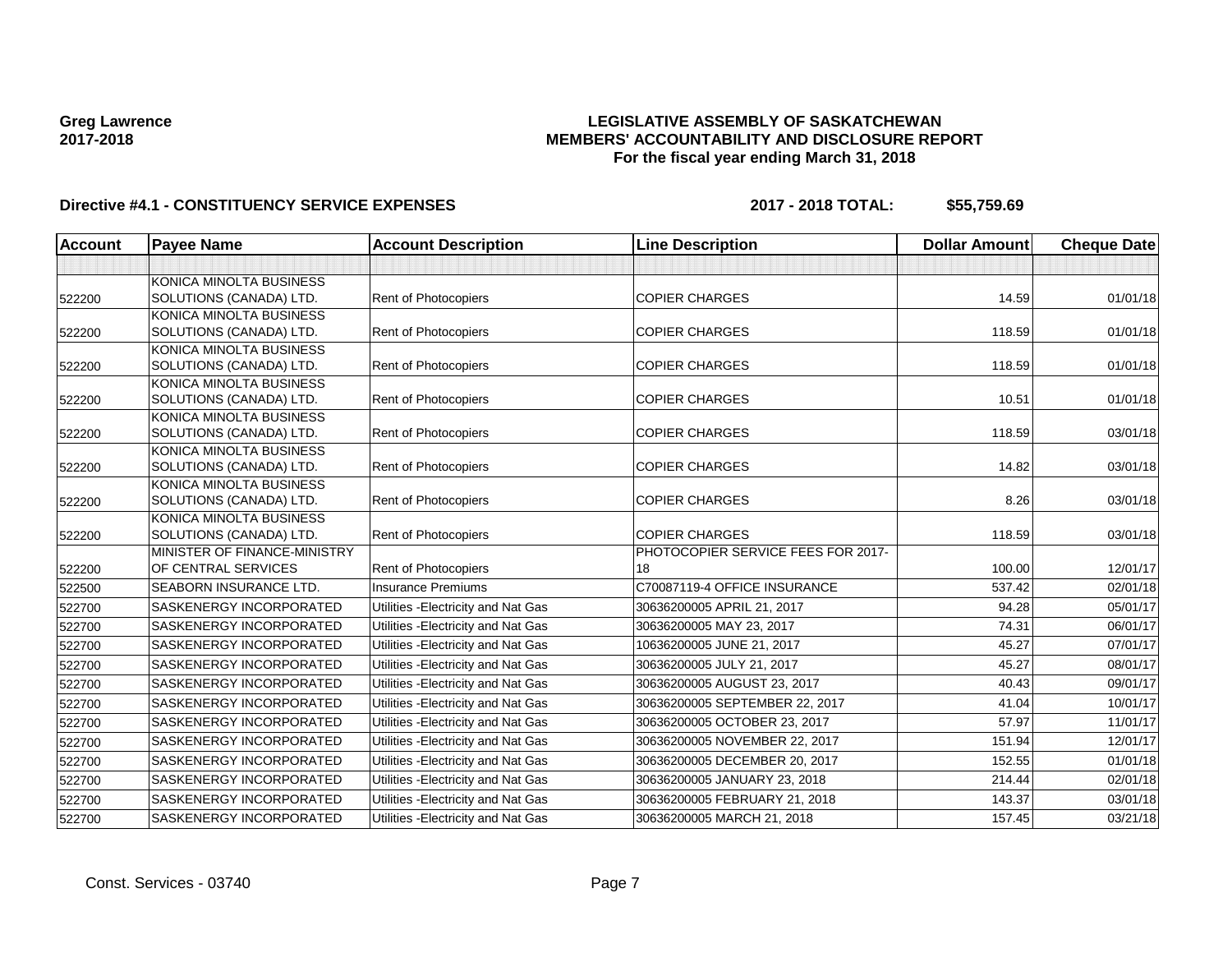**Greg Lawrence**
**2017-2018**

**LEGISLATIVE ASSEMBLY OF SASKATCHEWAN**
**MEMBERS' ACCOUNTABILITY AND DISCLOSURE REPORT**
**For the fiscal year ending March 31, 2018**

**Directive #4.1 - CONSTITUENCY SERVICE EXPENSES** **2017 - 2018 TOTAL: $55,759.69**

| Account | Payee Name | Account Description | Line Description | Dollar Amount | Cheque Date |
|---|---|---|---|---|---|
| | | | | | |
| 522200 | KONICA MINOLTA BUSINESS SOLUTIONS (CANADA) LTD. | Rent of Photocopiers | COPIER CHARGES | 14.59 | 01/01/18 |
| 522200 | KONICA MINOLTA BUSINESS SOLUTIONS (CANADA) LTD. | Rent of Photocopiers | COPIER CHARGES | 118.59 | 01/01/18 |
| 522200 | KONICA MINOLTA BUSINESS SOLUTIONS (CANADA) LTD. | Rent of Photocopiers | COPIER CHARGES | 118.59 | 01/01/18 |
| 522200 | KONICA MINOLTA BUSINESS SOLUTIONS (CANADA) LTD. | Rent of Photocopiers | COPIER CHARGES | 10.51 | 01/01/18 |
| 522200 | KONICA MINOLTA BUSINESS SOLUTIONS (CANADA) LTD. | Rent of Photocopiers | COPIER CHARGES | 118.59 | 03/01/18 |
| 522200 | KONICA MINOLTA BUSINESS SOLUTIONS (CANADA) LTD. | Rent of Photocopiers | COPIER CHARGES | 14.82 | 03/01/18 |
| 522200 | KONICA MINOLTA BUSINESS SOLUTIONS (CANADA) LTD. | Rent of Photocopiers | COPIER CHARGES | 8.26 | 03/01/18 |
| 522200 | KONICA MINOLTA BUSINESS SOLUTIONS (CANADA) LTD. | Rent of Photocopiers | COPIER CHARGES | 118.59 | 03/01/18 |
| 522200 | MINISTER OF FINANCE-MINISTRY OF CENTRAL SERVICES | Rent of Photocopiers | PHOTOCOPIER SERVICE FEES FOR 2017-18 | 100.00 | 12/01/17 |
| 522500 | SEABORN INSURANCE LTD. | Insurance Premiums | C70087119-4 OFFICE INSURANCE | 537.42 | 02/01/18 |
| 522700 | SASKENERGY INCORPORATED | Utilities -Electricity and Nat Gas | 30636200005 APRIL 21, 2017 | 94.28 | 05/01/17 |
| 522700 | SASKENERGY INCORPORATED | Utilities -Electricity and Nat Gas | 30636200005 MAY 23, 2017 | 74.31 | 06/01/17 |
| 522700 | SASKENERGY INCORPORATED | Utilities -Electricity and Nat Gas | 10636200005 JUNE 21, 2017 | 45.27 | 07/01/17 |
| 522700 | SASKENERGY INCORPORATED | Utilities -Electricity and Nat Gas | 30636200005 JULY 21, 2017 | 45.27 | 08/01/17 |
| 522700 | SASKENERGY INCORPORATED | Utilities -Electricity and Nat Gas | 30636200005 AUGUST 23, 2017 | 40.43 | 09/01/17 |
| 522700 | SASKENERGY INCORPORATED | Utilities -Electricity and Nat Gas | 30636200005 SEPTEMBER 22, 2017 | 41.04 | 10/01/17 |
| 522700 | SASKENERGY INCORPORATED | Utilities -Electricity and Nat Gas | 30636200005 OCTOBER 23, 2017 | 57.97 | 11/01/17 |
| 522700 | SASKENERGY INCORPORATED | Utilities -Electricity and Nat Gas | 30636200005 NOVEMBER 22, 2017 | 151.94 | 12/01/17 |
| 522700 | SASKENERGY INCORPORATED | Utilities -Electricity and Nat Gas | 30636200005 DECEMBER 20, 2017 | 152.55 | 01/01/18 |
| 522700 | SASKENERGY INCORPORATED | Utilities -Electricity and Nat Gas | 30636200005 JANUARY 23, 2018 | 214.44 | 02/01/18 |
| 522700 | SASKENERGY INCORPORATED | Utilities -Electricity and Nat Gas | 30636200005 FEBRUARY 21, 2018 | 143.37 | 03/01/18 |
| 522700 | SASKENERGY INCORPORATED | Utilities -Electricity and Nat Gas | 30636200005 MARCH 21, 2018 | 157.45 | 03/21/18 |

Const. Services - 03740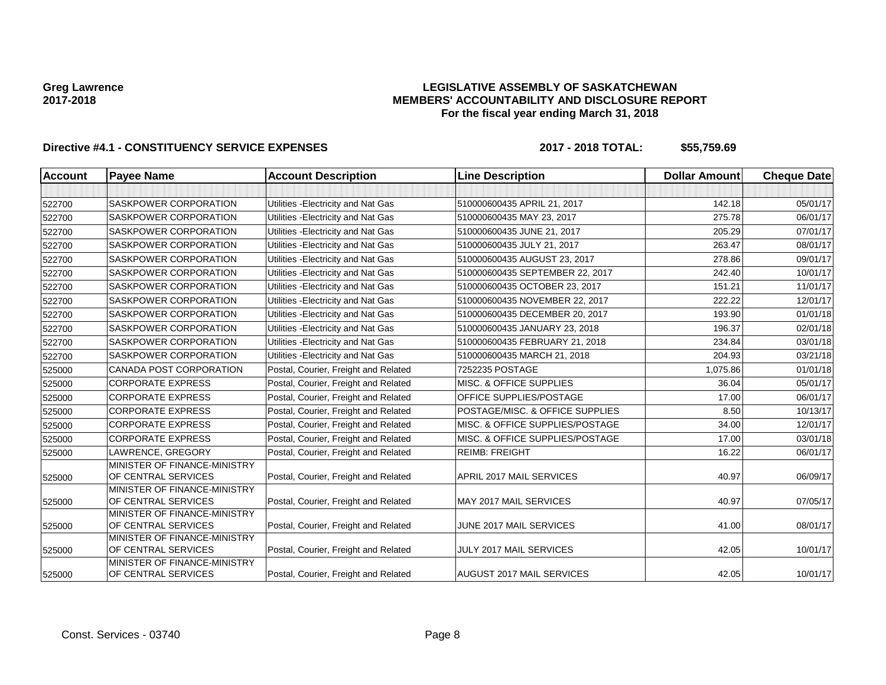**Greg Lawrence**
**2017-2018**

**LEGISLATIVE ASSEMBLY OF SASKATCHEWAN**
**MEMBERS' ACCOUNTABILITY AND DISCLOSURE REPORT**
**For the fiscal year ending March 31, 2018**

**Directive #4.1 - CONSTITUENCY SERVICE EXPENSES** **2017 - 2018 TOTAL: $55,759.69**

| Account | Payee Name | Account Description | Line Description | Dollar Amount | Cheque Date |
|---|---|---|---|---|---|
| | | | | | |
| 522700 | SASKPOWER CORPORATION | Utilities -Electricity and Nat Gas | 510000600435 APRIL 21, 2017 | 142.18 | 05/01/17 |
| 522700 | SASKPOWER CORPORATION | Utilities -Electricity and Nat Gas | 510000600435 MAY 23, 2017 | 275.78 | 06/01/17 |
| 522700 | SASKPOWER CORPORATION | Utilities -Electricity and Nat Gas | 510000600435 JUNE 21, 2017 | 205.29 | 07/01/17 |
| 522700 | SASKPOWER CORPORATION | Utilities -Electricity and Nat Gas | 510000600435 JULY 21, 2017 | 263.47 | 08/01/17 |
| 522700 | SASKPOWER CORPORATION | Utilities -Electricity and Nat Gas | 510000600435 AUGUST 23, 2017 | 278.86 | 09/01/17 |
| 522700 | SASKPOWER CORPORATION | Utilities -Electricity and Nat Gas | 510000600435 SEPTEMBER 22, 2017 | 242.40 | 10/01/17 |
| 522700 | SASKPOWER CORPORATION | Utilities -Electricity and Nat Gas | 510000600435 OCTOBER 23, 2017 | 151.21 | 11/01/17 |
| 522700 | SASKPOWER CORPORATION | Utilities -Electricity and Nat Gas | 510000600435 NOVEMBER 22, 2017 | 222.22 | 12/01/17 |
| 522700 | SASKPOWER CORPORATION | Utilities -Electricity and Nat Gas | 510000600435 DECEMBER 20, 2017 | 193.90 | 01/01/18 |
| 522700 | SASKPOWER CORPORATION | Utilities -Electricity and Nat Gas | 510000600435 JANUARY 23, 2018 | 196.37 | 02/01/18 |
| 522700 | SASKPOWER CORPORATION | Utilities -Electricity and Nat Gas | 510000600435 FEBRUARY 21, 2018 | 234.84 | 03/01/18 |
| 522700 | SASKPOWER CORPORATION | Utilities -Electricity and Nat Gas | 510000600435 MARCH 21, 2018 | 204.93 | 03/21/18 |
| 525000 | CANADA POST CORPORATION | Postal, Courier, Freight and Related | 7252235 POSTAGE | 1,075.86 | 01/01/18 |
| 525000 | CORPORATE EXPRESS | Postal, Courier, Freight and Related | MISC. & OFFICE SUPPLIES | 36.04 | 05/01/17 |
| 525000 | CORPORATE EXPRESS | Postal, Courier, Freight and Related | OFFICE SUPPLIES/POSTAGE | 17.00 | 06/01/17 |
| 525000 | CORPORATE EXPRESS | Postal, Courier, Freight and Related | POSTAGE/MISC. & OFFICE SUPPLIES | 8.50 | 10/13/17 |
| 525000 | CORPORATE EXPRESS | Postal, Courier, Freight and Related | MISC. & OFFICE SUPPLIES/POSTAGE | 34.00 | 12/01/17 |
| 525000 | CORPORATE EXPRESS | Postal, Courier, Freight and Related | MISC. & OFFICE SUPPLIES/POSTAGE | 17.00 | 03/01/18 |
| 525000 | LAWRENCE, GREGORY | Postal, Courier, Freight and Related | REIMB: FREIGHT | 16.22 | 06/01/17 |
| 525000 | MINISTER OF FINANCE-MINISTRY OF CENTRAL SERVICES | Postal, Courier, Freight and Related | APRIL 2017 MAIL SERVICES | 40.97 | 06/09/17 |
| 525000 | MINISTER OF FINANCE-MINISTRY OF CENTRAL SERVICES | Postal, Courier, Freight and Related | MAY 2017 MAIL SERVICES | 40.97 | 07/05/17 |
| 525000 | MINISTER OF FINANCE-MINISTRY OF CENTRAL SERVICES | Postal, Courier, Freight and Related | JUNE 2017 MAIL SERVICES | 41.00 | 08/01/17 |
| 525000 | MINISTER OF FINANCE-MINISTRY OF CENTRAL SERVICES | Postal, Courier, Freight and Related | JULY 2017 MAIL SERVICES | 42.05 | 10/01/17 |
| 525000 | MINISTER OF FINANCE-MINISTRY OF CENTRAL SERVICES | Postal, Courier, Freight and Related | AUGUST 2017 MAIL SERVICES | 42.05 | 10/01/17 |

Const. Services - 03740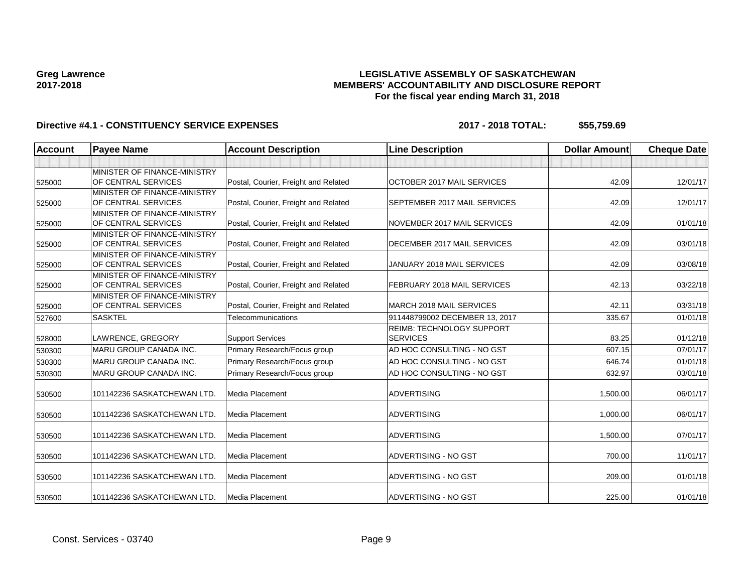**Greg Lawrence**
**2017-2018**

**LEGISLATIVE ASSEMBLY OF SASKATCHEWAN**
**MEMBERS' ACCOUNTABILITY AND DISCLOSURE REPORT**
**For the fiscal year ending March 31, 2018**

**Directive #4.1 - CONSTITUENCY SERVICE EXPENSES** **2017 - 2018 TOTAL: $55,759.69**

| Account | Payee Name | Account Description | Line Description | Dollar Amount | Cheque Date |
|---|---|---|---|---|---|
| | | | | | |
| 525000 | MINISTER OF FINANCE-MINISTRY OF CENTRAL SERVICES | Postal, Courier, Freight and Related | OCTOBER 2017 MAIL SERVICES | 42.09 | 12/01/17 |
| 525000 | MINISTER OF FINANCE-MINISTRY OF CENTRAL SERVICES | Postal, Courier, Freight and Related | SEPTEMBER 2017 MAIL SERVICES | 42.09 | 12/01/17 |
| 525000 | MINISTER OF FINANCE-MINISTRY OF CENTRAL SERVICES | Postal, Courier, Freight and Related | NOVEMBER 2017 MAIL SERVICES | 42.09 | 01/01/18 |
| 525000 | MINISTER OF FINANCE-MINISTRY OF CENTRAL SERVICES | Postal, Courier, Freight and Related | DECEMBER 2017 MAIL SERVICES | 42.09 | 03/01/18 |
| 525000 | MINISTER OF FINANCE-MINISTRY OF CENTRAL SERVICES | Postal, Courier, Freight and Related | JANUARY 2018 MAIL SERVICES | 42.09 | 03/08/18 |
| 525000 | MINISTER OF FINANCE-MINISTRY OF CENTRAL SERVICES | Postal, Courier, Freight and Related | FEBRUARY 2018 MAIL SERVICES | 42.13 | 03/22/18 |
| 525000 | MINISTER OF FINANCE-MINISTRY OF CENTRAL SERVICES | Postal, Courier, Freight and Related | MARCH 2018 MAIL SERVICES | 42.11 | 03/31/18 |
| 527600 | SASKTEL | Telecommunications | 911448799002 DECEMBER 13, 2017 | 335.67 | 01/01/18 |
| 528000 | LAWRENCE, GREGORY | Support Services | REIMB: TECHNOLOGY SUPPORT SERVICES | 83.25 | 01/12/18 |
| 530300 | MARU GROUP CANADA INC. | Primary Research/Focus group | AD HOC CONSULTING - NO GST | 607.15 | 07/01/17 |
| 530300 | MARU GROUP CANADA INC. | Primary Research/Focus group | AD HOC CONSULTING - NO GST | 646.74 | 01/01/18 |
| 530300 | MARU GROUP CANADA INC. | Primary Research/Focus group | AD HOC CONSULTING - NO GST | 632.97 | 03/01/18 |
| 530500 | 101142236 SASKATCHEWAN LTD. | Media Placement | ADVERTISING | 1,500.00 | 06/01/17 |
| 530500 | 101142236 SASKATCHEWAN LTD. | Media Placement | ADVERTISING | 1,000.00 | 06/01/17 |
| 530500 | 101142236 SASKATCHEWAN LTD. | Media Placement | ADVERTISING | 1,500.00 | 07/01/17 |
| 530500 | 101142236 SASKATCHEWAN LTD. | Media Placement | ADVERTISING - NO GST | 700.00 | 11/01/17 |
| 530500 | 101142236 SASKATCHEWAN LTD. | Media Placement | ADVERTISING - NO GST | 209.00 | 01/01/18 |
| 530500 | 101142236 SASKATCHEWAN LTD. | Media Placement | ADVERTISING - NO GST | 225.00 | 01/01/18 |

Const. Services - 03740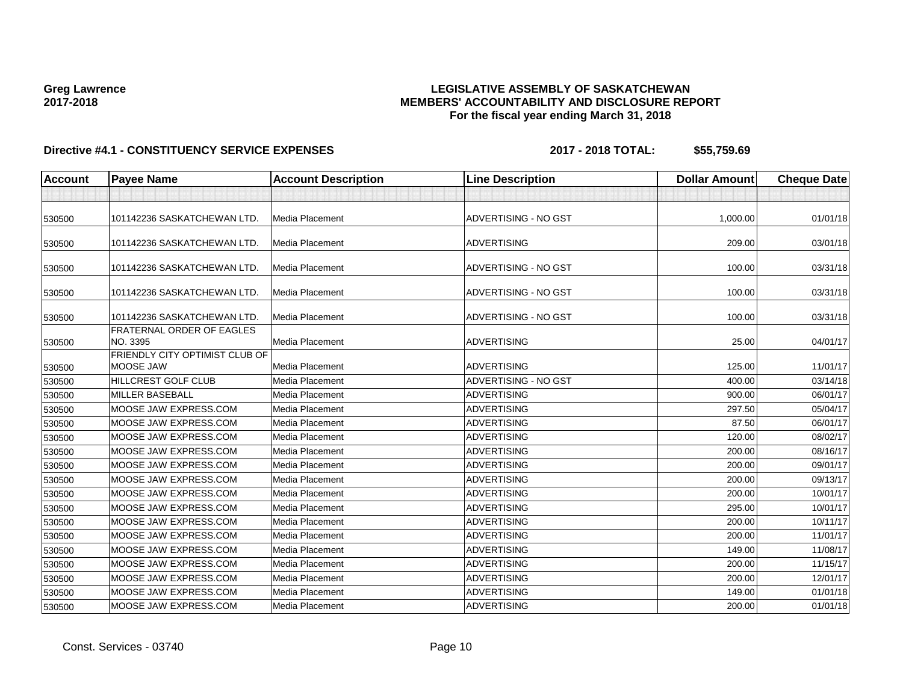Greg Lawrence
2017-2018

**LEGISLATIVE ASSEMBLY OF SASKATCHEWAN**
**MEMBERS' ACCOUNTABILITY AND DISCLOSURE REPORT**
**For the fiscal year ending March 31, 2018**

**Directive #4.1 - CONSTITUENCY SERVICE EXPENSES** **2017 - 2018 TOTAL: $55,759.69**

| Account | Payee Name | Account Description | Line Description | Dollar Amount | Cheque Date |
|---|---|---|---|---|---|
| | | | | | |
| 530500 | 101142236 SASKATCHEWAN LTD. | Media Placement | ADVERTISING - NO GST | 1,000.00 | 01/01/18 |
| 530500 | 101142236 SASKATCHEWAN LTD. | Media Placement | ADVERTISING | 209.00 | 03/01/18 |
| 530500 | 101142236 SASKATCHEWAN LTD. | Media Placement | ADVERTISING - NO GST | 100.00 | 03/31/18 |
| 530500 | 101142236 SASKATCHEWAN LTD. | Media Placement | ADVERTISING - NO GST | 100.00 | 03/31/18 |
| 530500 | 101142236 SASKATCHEWAN LTD. | Media Placement | ADVERTISING - NO GST | 100.00 | 03/31/18 |
| 530500 | FRATERNAL ORDER OF EAGLES NO. 3395 | Media Placement | ADVERTISING | 25.00 | 04/01/17 |
| 530500 | FRIENDLY CITY OPTIMIST CLUB OF MOOSE JAW | Media Placement | ADVERTISING | 125.00 | 11/01/17 |
| 530500 | HILLCREST GOLF CLUB | Media Placement | ADVERTISING - NO GST | 400.00 | 03/14/18 |
| 530500 | MILLER BASEBALL | Media Placement | ADVERTISING | 900.00 | 06/01/17 |
| 530500 | MOOSE JAW EXPRESS.COM | Media Placement | ADVERTISING | 297.50 | 05/04/17 |
| 530500 | MOOSE JAW EXPRESS.COM | Media Placement | ADVERTISING | 87.50 | 06/01/17 |
| 530500 | MOOSE JAW EXPRESS.COM | Media Placement | ADVERTISING | 120.00 | 08/02/17 |
| 530500 | MOOSE JAW EXPRESS.COM | Media Placement | ADVERTISING | 200.00 | 08/16/17 |
| 530500 | MOOSE JAW EXPRESS.COM | Media Placement | ADVERTISING | 200.00 | 09/01/17 |
| 530500 | MOOSE JAW EXPRESS.COM | Media Placement | ADVERTISING | 200.00 | 09/13/17 |
| 530500 | MOOSE JAW EXPRESS.COM | Media Placement | ADVERTISING | 200.00 | 10/01/17 |
| 530500 | MOOSE JAW EXPRESS.COM | Media Placement | ADVERTISING | 295.00 | 10/01/17 |
| 530500 | MOOSE JAW EXPRESS.COM | Media Placement | ADVERTISING | 200.00 | 10/11/17 |
| 530500 | MOOSE JAW EXPRESS.COM | Media Placement | ADVERTISING | 200.00 | 11/01/17 |
| 530500 | MOOSE JAW EXPRESS.COM | Media Placement | ADVERTISING | 149.00 | 11/08/17 |
| 530500 | MOOSE JAW EXPRESS.COM | Media Placement | ADVERTISING | 200.00 | 11/15/17 |
| 530500 | MOOSE JAW EXPRESS.COM | Media Placement | ADVERTISING | 200.00 | 12/01/17 |
| 530500 | MOOSE JAW EXPRESS.COM | Media Placement | ADVERTISING | 149.00 | 01/01/18 |
| 530500 | MOOSE JAW EXPRESS.COM | Media Placement | ADVERTISING | 200.00 | 01/01/18 |

Const. Services - 03740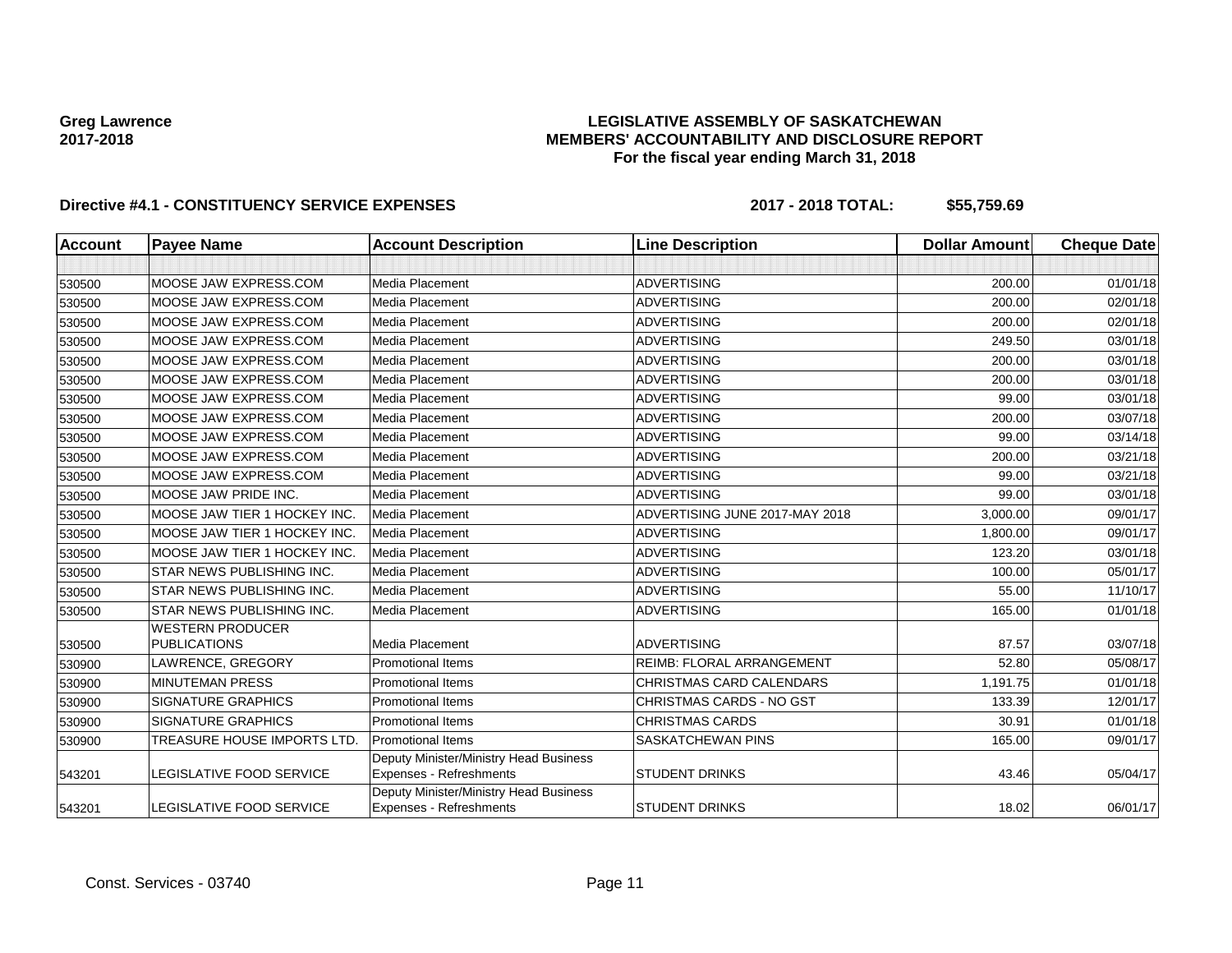**Greg Lawrence**
**2017-2018**

**LEGISLATIVE ASSEMBLY OF SASKATCHEWAN**
**MEMBERS' ACCOUNTABILITY AND DISCLOSURE REPORT**
**For the fiscal year ending March 31, 2018**

**Directive #4.1 - CONSTITUENCY SERVICE EXPENSES** **2017 - 2018 TOTAL: $55,759.69**

| Account | Payee Name | Account Description | Line Description | Dollar Amount | Cheque Date |
|---|---|---|---|---|---|
| | | | | | |
| 530500 | MOOSE JAW EXPRESS.COM | Media Placement | ADVERTISING | 200.00 | 01/01/18 |
| 530500 | MOOSE JAW EXPRESS.COM | Media Placement | ADVERTISING | 200.00 | 02/01/18 |
| 530500 | MOOSE JAW EXPRESS.COM | Media Placement | ADVERTISING | 200.00 | 02/01/18 |
| 530500 | MOOSE JAW EXPRESS.COM | Media Placement | ADVERTISING | 249.50 | 03/01/18 |
| 530500 | MOOSE JAW EXPRESS.COM | Media Placement | ADVERTISING | 200.00 | 03/01/18 |
| 530500 | MOOSE JAW EXPRESS.COM | Media Placement | ADVERTISING | 200.00 | 03/01/18 |
| 530500 | MOOSE JAW EXPRESS.COM | Media Placement | ADVERTISING | 99.00 | 03/01/18 |
| 530500 | MOOSE JAW EXPRESS.COM | Media Placement | ADVERTISING | 200.00 | 03/07/18 |
| 530500 | MOOSE JAW EXPRESS.COM | Media Placement | ADVERTISING | 99.00 | 03/14/18 |
| 530500 | MOOSE JAW EXPRESS.COM | Media Placement | ADVERTISING | 200.00 | 03/21/18 |
| 530500 | MOOSE JAW EXPRESS.COM | Media Placement | ADVERTISING | 99.00 | 03/21/18 |
| 530500 | MOOSE JAW PRIDE INC. | Media Placement | ADVERTISING | 99.00 | 03/01/18 |
| 530500 | MOOSE JAW TIER 1 HOCKEY INC. | Media Placement | ADVERTISING JUNE 2017-MAY 2018 | 3,000.00 | 09/01/17 |
| 530500 | MOOSE JAW TIER 1 HOCKEY INC. | Media Placement | ADVERTISING | 1,800.00 | 09/01/17 |
| 530500 | MOOSE JAW TIER 1 HOCKEY INC. | Media Placement | ADVERTISING | 123.20 | 03/01/18 |
| 530500 | STAR NEWS PUBLISHING INC. | Media Placement | ADVERTISING | 100.00 | 05/01/17 |
| 530500 | STAR NEWS PUBLISHING INC. | Media Placement | ADVERTISING | 55.00 | 11/10/17 |
| 530500 | STAR NEWS PUBLISHING INC. | Media Placement | ADVERTISING | 165.00 | 01/01/18 |
| 530500 | WESTERN PRODUCER PUBLICATIONS | Media Placement | ADVERTISING | 87.57 | 03/07/18 |
| 530900 | LAWRENCE, GREGORY | Promotional Items | REIMB: FLORAL ARRANGEMENT | 52.80 | 05/08/17 |
| 530900 | MINUTEMAN PRESS | Promotional Items | CHRISTMAS CARD CALENDARS | 1,191.75 | 01/01/18 |
| 530900 | SIGNATURE GRAPHICS | Promotional Items | CHRISTMAS CARDS - NO GST | 133.39 | 12/01/17 |
| 530900 | SIGNATURE GRAPHICS | Promotional Items | CHRISTMAS CARDS | 30.91 | 01/01/18 |
| 530900 | TREASURE HOUSE IMPORTS LTD. | Promotional Items | SASKATCHEWAN PINS | 165.00 | 09/01/17 |
| 543201 | LEGISLATIVE FOOD SERVICE | Deputy Minister/Ministry Head Business Expenses - Refreshments | STUDENT DRINKS | 43.46 | 05/04/17 |
| 543201 | LEGISLATIVE FOOD SERVICE | Deputy Minister/Ministry Head Business Expenses - Refreshments | STUDENT DRINKS | 18.02 | 06/01/17 |

Const. Services - 03740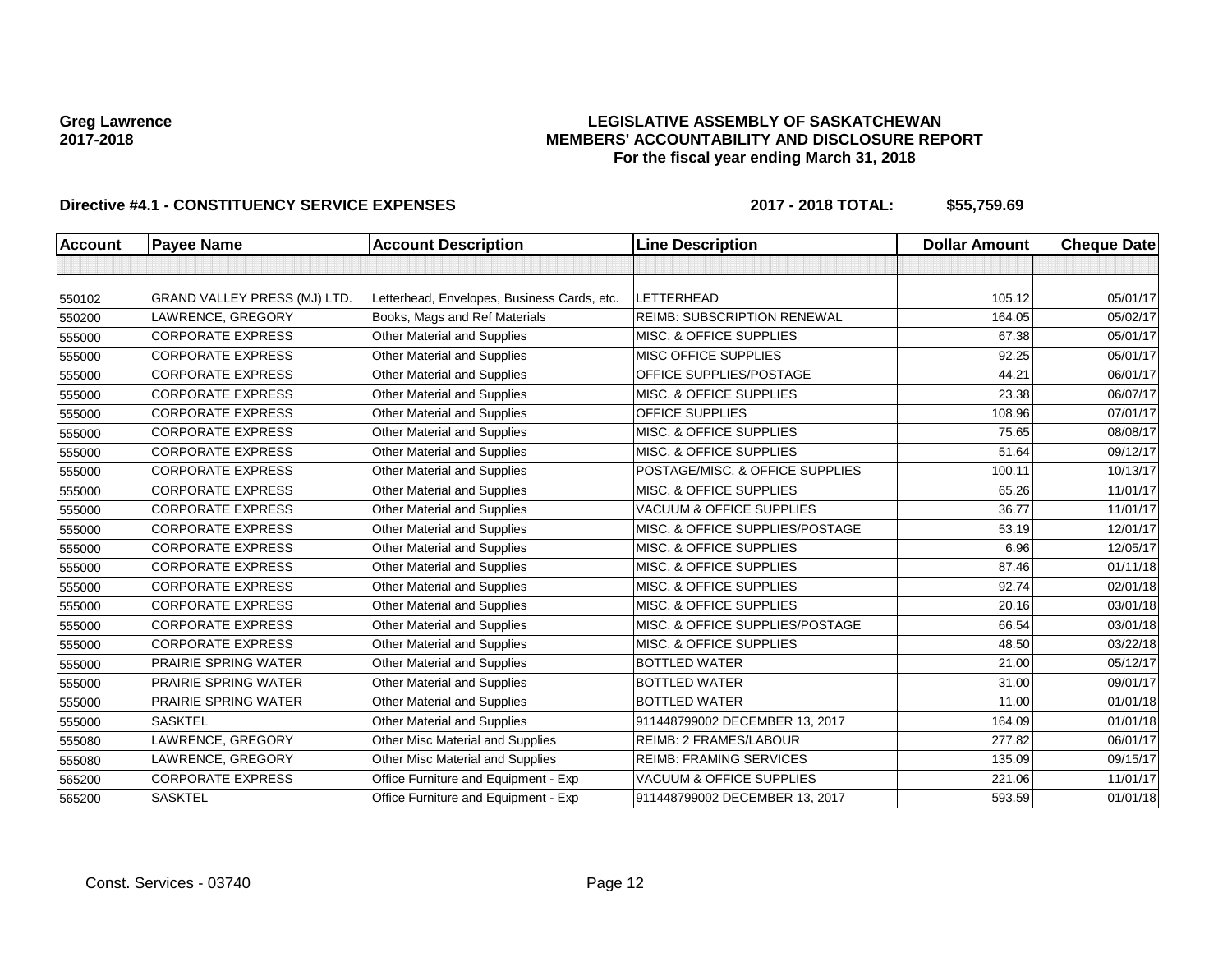**Greg Lawrence**
**2017-2018**

**LEGISLATIVE ASSEMBLY OF SASKATCHEWAN**
**MEMBERS' ACCOUNTABILITY AND DISCLOSURE REPORT**
**For the fiscal year ending March 31, 2018**

**Directive #4.1 - CONSTITUENCY SERVICE EXPENSES** **2017 - 2018 TOTAL: $55,759.69**

| Account | Payee Name | Account Description | Line Description | Dollar Amount | Cheque Date |
|---|---|---|---|---|---|
| | | | | | |
| 550102 | GRAND VALLEY PRESS (MJ) LTD. | Letterhead, Envelopes, Business Cards, etc. | LETTERHEAD | 105.12 | 05/01/17 |
| 550200 | LAWRENCE, GREGORY | Books, Mags and Ref Materials | REIMB: SUBSCRIPTION RENEWAL | 164.05 | 05/02/17 |
| 555000 | CORPORATE EXPRESS | Other Material and Supplies | MISC. & OFFICE SUPPLIES | 67.38 | 05/01/17 |
| 555000 | CORPORATE EXPRESS | Other Material and Supplies | MISC OFFICE SUPPLIES | 92.25 | 05/01/17 |
| 555000 | CORPORATE EXPRESS | Other Material and Supplies | OFFICE SUPPLIES/POSTAGE | 44.21 | 06/01/17 |
| 555000 | CORPORATE EXPRESS | Other Material and Supplies | MISC. & OFFICE SUPPLIES | 23.38 | 06/07/17 |
| 555000 | CORPORATE EXPRESS | Other Material and Supplies | OFFICE SUPPLIES | 108.96 | 07/01/17 |
| 555000 | CORPORATE EXPRESS | Other Material and Supplies | MISC. & OFFICE SUPPLIES | 75.65 | 08/08/17 |
| 555000 | CORPORATE EXPRESS | Other Material and Supplies | MISC. & OFFICE SUPPLIES | 51.64 | 09/12/17 |
| 555000 | CORPORATE EXPRESS | Other Material and Supplies | POSTAGE/MISC. & OFFICE SUPPLIES | 100.11 | 10/13/17 |
| 555000 | CORPORATE EXPRESS | Other Material and Supplies | MISC. & OFFICE SUPPLIES | 65.26 | 11/01/17 |
| 555000 | CORPORATE EXPRESS | Other Material and Supplies | VACUUM & OFFICE SUPPLIES | 36.77 | 11/01/17 |
| 555000 | CORPORATE EXPRESS | Other Material and Supplies | MISC. & OFFICE SUPPLIES/POSTAGE | 53.19 | 12/01/17 |
| 555000 | CORPORATE EXPRESS | Other Material and Supplies | MISC. & OFFICE SUPPLIES | 6.96 | 12/05/17 |
| 555000 | CORPORATE EXPRESS | Other Material and Supplies | MISC. & OFFICE SUPPLIES | 87.46 | 01/11/18 |
| 555000 | CORPORATE EXPRESS | Other Material and Supplies | MISC. & OFFICE SUPPLIES | 92.74 | 02/01/18 |
| 555000 | CORPORATE EXPRESS | Other Material and Supplies | MISC. & OFFICE SUPPLIES | 20.16 | 03/01/18 |
| 555000 | CORPORATE EXPRESS | Other Material and Supplies | MISC. & OFFICE SUPPLIES/POSTAGE | 66.54 | 03/01/18 |
| 555000 | CORPORATE EXPRESS | Other Material and Supplies | MISC. & OFFICE SUPPLIES | 48.50 | 03/22/18 |
| 555000 | PRAIRIE SPRING WATER | Other Material and Supplies | BOTTLED WATER | 21.00 | 05/12/17 |
| 555000 | PRAIRIE SPRING WATER | Other Material and Supplies | BOTTLED WATER | 31.00 | 09/01/17 |
| 555000 | PRAIRIE SPRING WATER | Other Material and Supplies | BOTTLED WATER | 11.00 | 01/01/18 |
| 555000 | SASKTEL | Other Material and Supplies | 911448799002 DECEMBER 13, 2017 | 164.09 | 01/01/18 |
| 555080 | LAWRENCE, GREGORY | Other Misc Material and Supplies | REIMB: 2 FRAMES/LABOUR | 277.82 | 06/01/17 |
| 555080 | LAWRENCE, GREGORY | Other Misc Material and Supplies | REIMB: FRAMING SERVICES | 135.09 | 09/15/17 |
| 565200 | CORPORATE EXPRESS | Office Furniture and Equipment - Exp | VACUUM & OFFICE SUPPLIES | 221.06 | 11/01/17 |
| 565200 | SASKTEL | Office Furniture and Equipment - Exp | 911448799002 DECEMBER 13, 2017 | 593.59 | 01/01/18 |

Const. Services - 03740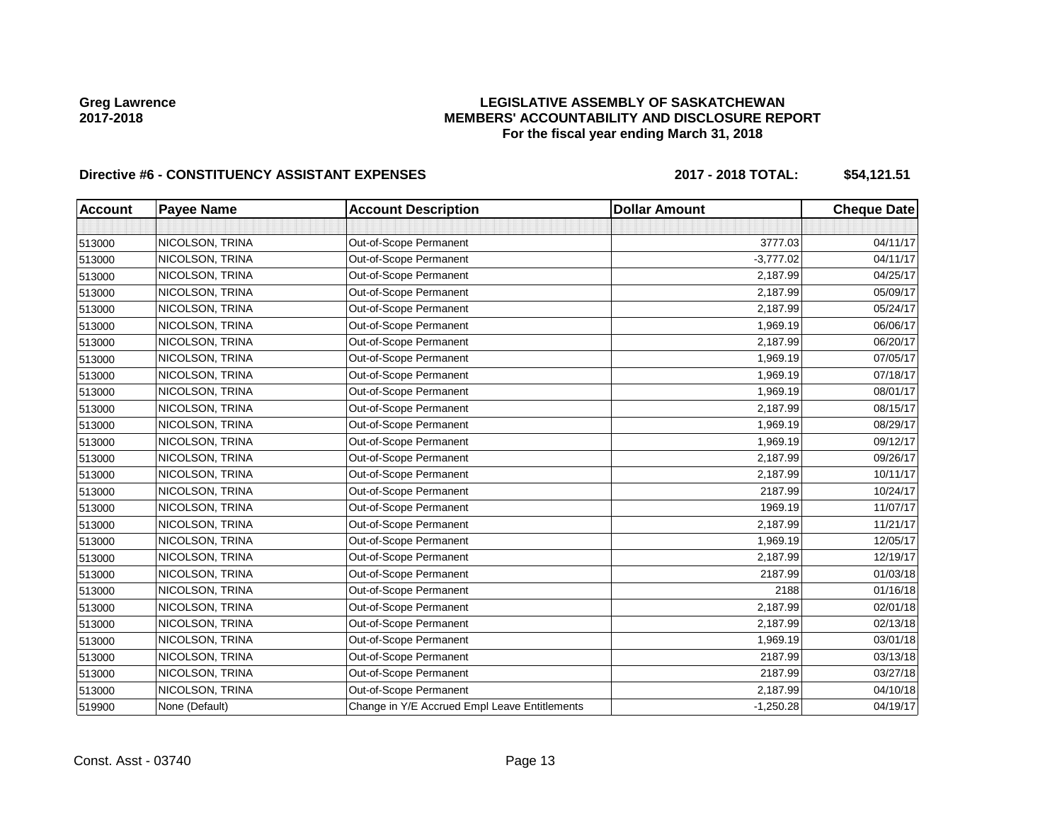**Greg Lawrence**
**2017-2018**

**LEGISLATIVE ASSEMBLY OF SASKATCHEWAN**
**MEMBERS' ACCOUNTABILITY AND DISCLOSURE REPORT**
**For the fiscal year ending March 31, 2018**

**Directive #6 - CONSTITUENCY ASSISTANT EXPENSES** **2017 - 2018 TOTAL: $54,121.51**

| Account | Payee Name | Account Description | Dollar Amount | Cheque Date |
|---|---|---|---|---|
| | | | | |
| 513000 | NICOLSON, TRINA | Out-of-Scope Permanent | 3777.03 | 04/11/17 |
| 513000 | NICOLSON, TRINA | Out-of-Scope Permanent | -3,777.02 | 04/11/17 |
| 513000 | NICOLSON, TRINA | Out-of-Scope Permanent | 2,187.99 | 04/25/17 |
| 513000 | NICOLSON, TRINA | Out-of-Scope Permanent | 2,187.99 | 05/09/17 |
| 513000 | NICOLSON, TRINA | Out-of-Scope Permanent | 2,187.99 | 05/24/17 |
| 513000 | NICOLSON, TRINA | Out-of-Scope Permanent | 1,969.19 | 06/06/17 |
| 513000 | NICOLSON, TRINA | Out-of-Scope Permanent | 2,187.99 | 06/20/17 |
| 513000 | NICOLSON, TRINA | Out-of-Scope Permanent | 1,969.19 | 07/05/17 |
| 513000 | NICOLSON, TRINA | Out-of-Scope Permanent | 1,969.19 | 07/18/17 |
| 513000 | NICOLSON, TRINA | Out-of-Scope Permanent | 1,969.19 | 08/01/17 |
| 513000 | NICOLSON, TRINA | Out-of-Scope Permanent | 2,187.99 | 08/15/17 |
| 513000 | NICOLSON, TRINA | Out-of-Scope Permanent | 1,969.19 | 08/29/17 |
| 513000 | NICOLSON, TRINA | Out-of-Scope Permanent | 1,969.19 | 09/12/17 |
| 513000 | NICOLSON, TRINA | Out-of-Scope Permanent | 2,187.99 | 09/26/17 |
| 513000 | NICOLSON, TRINA | Out-of-Scope Permanent | 2,187.99 | 10/11/17 |
| 513000 | NICOLSON, TRINA | Out-of-Scope Permanent | 2187.99 | 10/24/17 |
| 513000 | NICOLSON, TRINA | Out-of-Scope Permanent | 1969.19 | 11/07/17 |
| 513000 | NICOLSON, TRINA | Out-of-Scope Permanent | 2,187.99 | 11/21/17 |
| 513000 | NICOLSON, TRINA | Out-of-Scope Permanent | 1,969.19 | 12/05/17 |
| 513000 | NICOLSON, TRINA | Out-of-Scope Permanent | 2,187.99 | 12/19/17 |
| 513000 | NICOLSON, TRINA | Out-of-Scope Permanent | 2187.99 | 01/03/18 |
| 513000 | NICOLSON, TRINA | Out-of-Scope Permanent | 2188 | 01/16/18 |
| 513000 | NICOLSON, TRINA | Out-of-Scope Permanent | 2,187.99 | 02/01/18 |
| 513000 | NICOLSON, TRINA | Out-of-Scope Permanent | 2,187.99 | 02/13/18 |
| 513000 | NICOLSON, TRINA | Out-of-Scope Permanent | 1,969.19 | 03/01/18 |
| 513000 | NICOLSON, TRINA | Out-of-Scope Permanent | 2187.99 | 03/13/18 |
| 513000 | NICOLSON, TRINA | Out-of-Scope Permanent | 2187.99 | 03/27/18 |
| 513000 | NICOLSON, TRINA | Out-of-Scope Permanent | 2,187.99 | 04/10/18 |
| 519900 | None (Default) | Change in Y/E Accrued Empl Leave Entitlements | -1,250.28 | 04/19/17 |

Const. Asst - 03740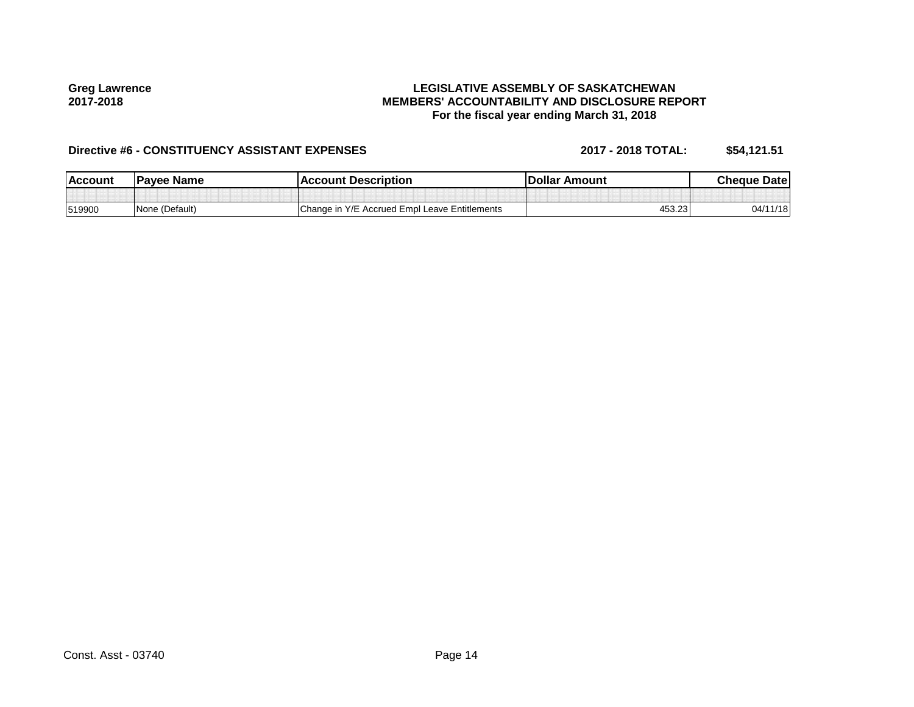**Greg Lawrence**
**2017-2018**

**LEGISLATIVE ASSEMBLY OF SASKATCHEWAN**
**MEMBERS' ACCOUNTABILITY AND DISCLOSURE REPORT**
**For the fiscal year ending March 31, 2018**

**Directive #6 - CONSTITUENCY ASSISTANT EXPENSES** **2017 - 2018 TOTAL: $54,121.51**

| Account | Payee Name | Account Description | Dollar Amount | Cheque Date |
|---|---|---|---|---|
| | | | | |
| 519900 | None (Default) | Change in Y/E Accrued Empl Leave Entitlements | 453.23 | 04/11/18 |

Const. Asst - 03740